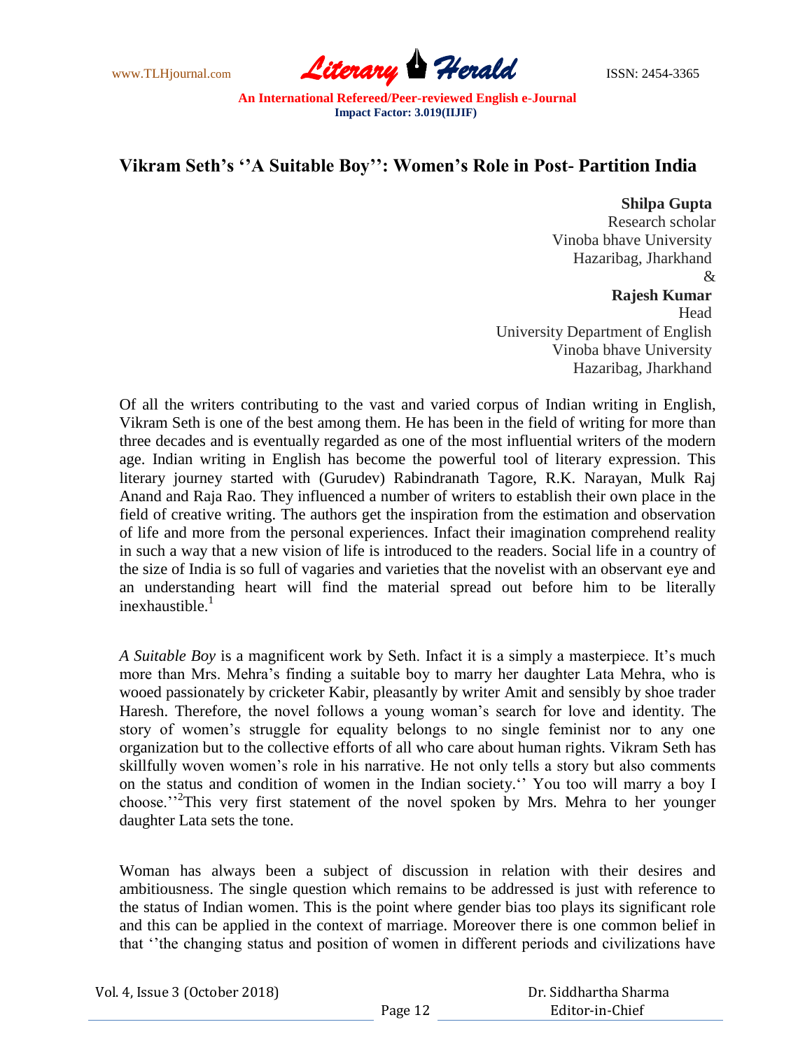# Vikram Seth's ''A Suitable Boy'': Women's Role in Post- Partition India

**Shilpa Gupta**
Research scholar
Vinoba bhave University
Hazaribag, Jharkhand
&
**Rajesh Kumar**
Head
University Department of English
Vinoba bhave University
Hazaribag, Jharkhand

Of all the writers contributing to the vast and varied corpus of Indian writing in English, Vikram Seth is one of the best among them. He has been in the field of writing for more than three decades and is eventually regarded as one of the most influential writers of the modern age. Indian writing in English has become the powerful tool of literary expression. This literary journey started with (Gurudev) Rabindranath Tagore, R.K. Narayan, Mulk Raj Anand and Raja Rao. They influenced a number of writers to establish their own place in the field of creative writing. The authors get the inspiration from the estimation and observation of life and more from the personal experiences. Infact their imagination comprehend reality in such a way that a new vision of life is introduced to the readers. Social life in a country of the size of India is so full of vagaries and varieties that the novelist with an observant eye and an understanding heart will find the material spread out before him to be literally inexhaustible.[1]

*A Suitable Boy* is a magnificent work by Seth. Infact it is a simply a masterpiece. It's much more than Mrs. Mehra's finding a suitable boy to marry her daughter Lata Mehra, who is wooed passionately by cricketer Kabir, pleasantly by writer Amit and sensibly by shoe trader Haresh. Therefore, the novel follows a young woman's search for love and identity. The story of women's struggle for equality belongs to no single feminist nor to any one organization but to the collective efforts of all who care about human rights. Vikram Seth has skillfully woven women's role in his narrative. He not only tells a story but also comments on the status and condition of women in the Indian society.'' You too will marry a boy I choose.''[2]This very first statement of the novel spoken by Mrs. Mehra to her younger daughter Lata sets the tone.

Woman has always been a subject of discussion in relation with their desires and ambitiousness. The single question which remains to be addressed is just with reference to the status of Indian women. This is the point where gender bias too plays its significant role and this can be applied in the context of marriage. Moreover there is one common belief in that ''the changing status and position of women in different periods and civilizations have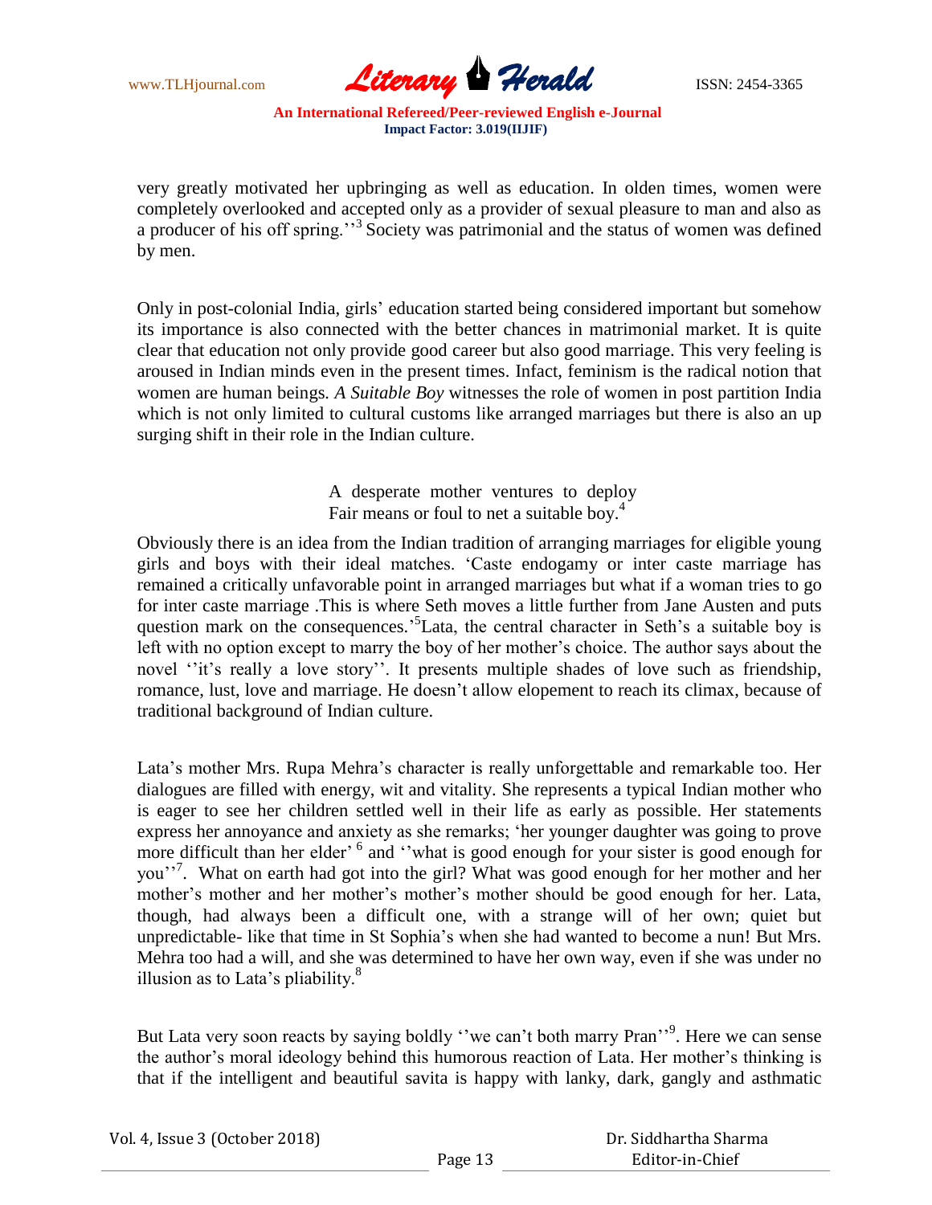very greatly motivated her upbringing as well as education. In olden times, women were completely overlooked and accepted only as a provider of sexual pleasure to man and also as a producer of his off spring.''[3] Society was patrimonial and the status of women was defined by men.

Only in post-colonial India, girls' education started being considered important but somehow its importance is also connected with the better chances in matrimonial market. It is quite clear that education not only provide good career but also good marriage. This very feeling is aroused in Indian minds even in the present times. Infact, feminism is the radical notion that women are human beings. *A Suitable Boy* witnesses the role of women in post partition India which is not only limited to cultural customs like arranged marriages but there is also an up surging shift in their role in the Indian culture.

> A desperate mother ventures to deploy
> Fair means or foul to net a suitable boy.[4]

Obviously there is an idea from the Indian tradition of arranging marriages for eligible young girls and boys with their ideal matches. 'Caste endogamy or inter caste marriage has remained a critically unfavorable point in arranged marriages but what if a woman tries to go for inter caste marriage .This is where Seth moves a little further from Jane Austen and puts question mark on the consequences.'[5]Lata, the central character in Seth's a suitable boy is left with no option except to marry the boy of her mother's choice. The author says about the novel ''it's really a love story''. It presents multiple shades of love such as friendship, romance, lust, love and marriage. He doesn't allow elopement to reach its climax, because of traditional background of Indian culture.

Lata's mother Mrs. Rupa Mehra's character is really unforgettable and remarkable too. Her dialogues are filled with energy, wit and vitality. She represents a typical Indian mother who is eager to see her children settled well in their life as early as possible. Her statements express her annoyance and anxiety as she remarks; 'her younger daughter was going to prove more difficult than her elder' [6] and ''what is good enough for your sister is good enough for you''[7]. What on earth had got into the girl? What was good enough for her mother and her mother's mother and her mother's mother's mother should be good enough for her. Lata, though, had always been a difficult one, with a strange will of her own; quiet but unpredictable- like that time in St Sophia's when she had wanted to become a nun! But Mrs. Mehra too had a will, and she was determined to have her own way, even if she was under no illusion as to Lata's pliability.[8]

But Lata very soon reacts by saying boldly ''we can't both marry Pran''[9]. Here we can sense the author's moral ideology behind this humorous reaction of Lata. Her mother's thinking is that if the intelligent and beautiful savita is happy with lanky, dark, gangly and asthmatic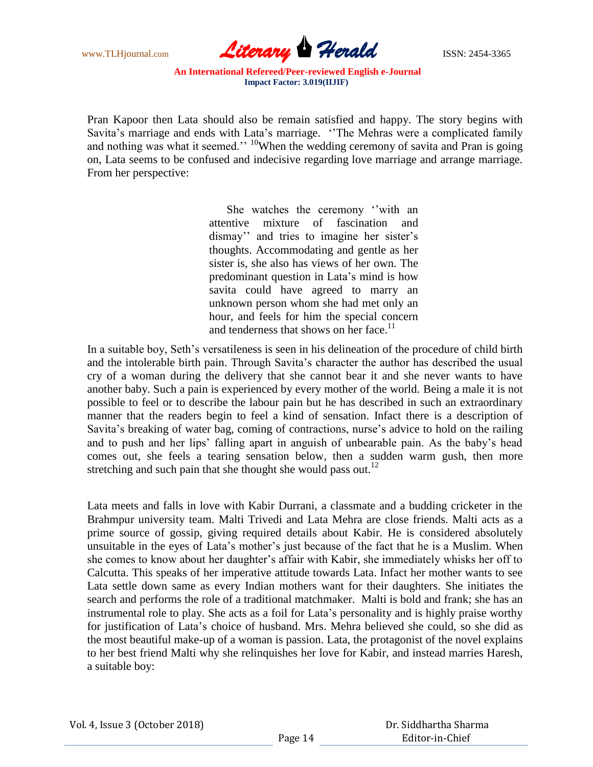Pran Kapoor then Lata should also be remain satisfied and happy. The story begins with Savita's marriage and ends with Lata's marriage. ''The Mehras were a complicated family and nothing was what it seemed.'' [10]When the wedding ceremony of savita and Pran is going on, Lata seems to be confused and indecisive regarding love marriage and arrange marriage. From her perspective:

> She watches the ceremony ''with an attentive mixture of fascination and dismay'' and tries to imagine her sister's thoughts. Accommodating and gentle as her sister is, she also has views of her own. The predominant question in Lata's mind is how savita could have agreed to marry an unknown person whom she had met only an hour, and feels for him the special concern and tenderness that shows on her face.[11]

In a suitable boy, Seth's versatileness is seen in his delineation of the procedure of child birth and the intolerable birth pain. Through Savita's character the author has described the usual cry of a woman during the delivery that she cannot bear it and she never wants to have another baby. Such a pain is experienced by every mother of the world. Being a male it is not possible to feel or to describe the labour pain but he has described in such an extraordinary manner that the readers begin to feel a kind of sensation. Infact there is a description of Savita's breaking of water bag, coming of contractions, nurse's advice to hold on the railing and to push and her lips' falling apart in anguish of unbearable pain. As the baby's head comes out, she feels a tearing sensation below, then a sudden warm gush, then more stretching and such pain that she thought she would pass out.[12]

Lata meets and falls in love with Kabir Durrani, a classmate and a budding cricketer in the Brahmpur university team. Malti Trivedi and Lata Mehra are close friends. Malti acts as a prime source of gossip, giving required details about Kabir. He is considered absolutely unsuitable in the eyes of Lata's mother's just because of the fact that he is a Muslim. When she comes to know about her daughter's affair with Kabir, she immediately whisks her off to Calcutta. This speaks of her imperative attitude towards Lata. Infact her mother wants to see Lata settle down same as every Indian mothers want for their daughters. She initiates the search and performs the role of a traditional matchmaker. Malti is bold and frank; she has an instrumental role to play. She acts as a foil for Lata's personality and is highly praise worthy for justification of Lata's choice of husband. Mrs. Mehra believed she could, so she did as the most beautiful make-up of a woman is passion. Lata, the protagonist of the novel explains to her best friend Malti why she relinquishes her love for Kabir, and instead marries Haresh, a suitable boy: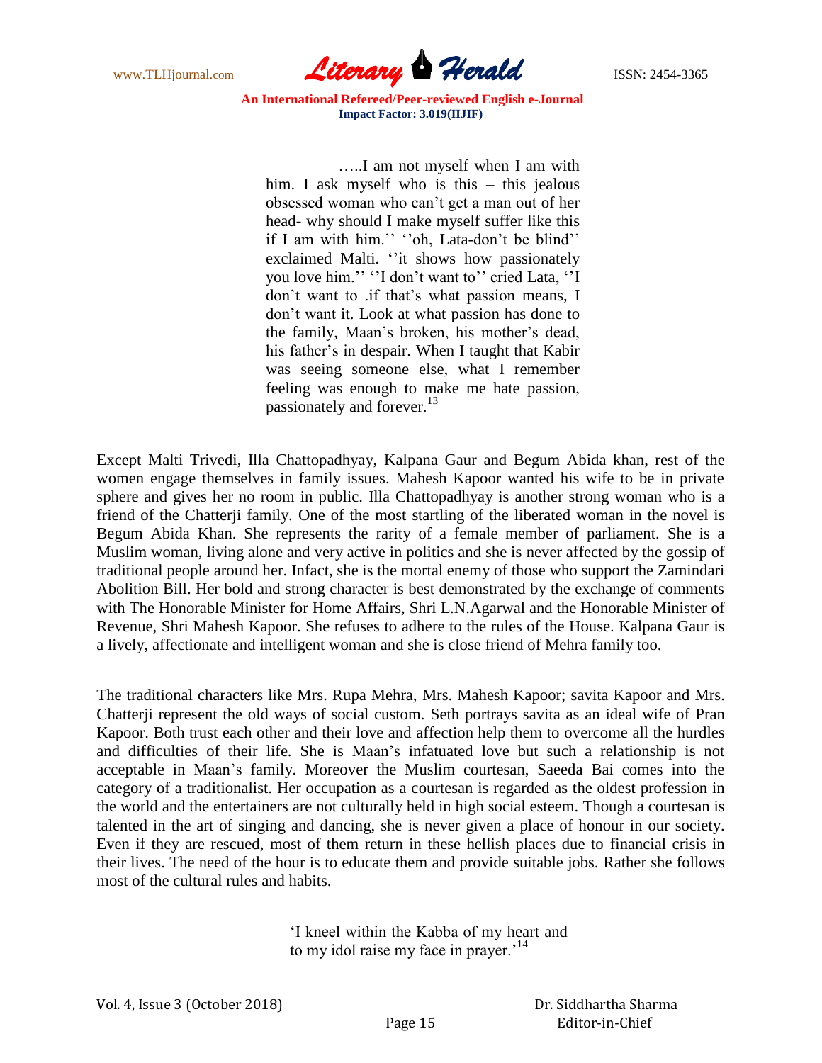> …..I am not myself when I am with him. I ask myself who is this – this jealous obsessed woman who can't get a man out of her head- why should I make myself suffer like this if I am with him.'' ''oh, Lata-don't be blind'' exclaimed Malti. ''it shows how passionately you love him.'' ''I don't want to'' cried Lata, ''I don't want to .if that's what passion means, I don't want it. Look at what passion has done to the family, Maan's broken, his mother's dead, his father's in despair. When I taught that Kabir was seeing someone else, what I remember feeling was enough to make me hate passion, passionately and forever.[13]

Except Malti Trivedi, Illa Chattopadhyay, Kalpana Gaur and Begum Abida khan, rest of the women engage themselves in family issues. Mahesh Kapoor wanted his wife to be in private sphere and gives her no room in public. Illa Chattopadhyay is another strong woman who is a friend of the Chatterji family. One of the most startling of the liberated woman in the novel is Begum Abida Khan. She represents the rarity of a female member of parliament. She is a Muslim woman, living alone and very active in politics and she is never affected by the gossip of traditional people around her. Infact, she is the mortal enemy of those who support the Zamindari Abolition Bill. Her bold and strong character is best demonstrated by the exchange of comments with The Honorable Minister for Home Affairs, Shri L.N.Agarwal and the Honorable Minister of Revenue, Shri Mahesh Kapoor. She refuses to adhere to the rules of the House. Kalpana Gaur is a lively, affectionate and intelligent woman and she is close friend of Mehra family too.

The traditional characters like Mrs. Rupa Mehra, Mrs. Mahesh Kapoor; savita Kapoor and Mrs. Chatterji represent the old ways of social custom. Seth portrays savita as an ideal wife of Pran Kapoor. Both trust each other and their love and affection help them to overcome all the hurdles and difficulties of their life. She is Maan's infatuated love but such a relationship is not acceptable in Maan's family. Moreover the Muslim courtesan, Saeeda Bai comes into the category of a traditionalist. Her occupation as a courtesan is regarded as the oldest profession in the world and the entertainers are not culturally held in high social esteem. Though a courtesan is talented in the art of singing and dancing, she is never given a place of honour in our society. Even if they are rescued, most of them return in these hellish places due to financial crisis in their lives. The need of the hour is to educate them and provide suitable jobs. Rather she follows most of the cultural rules and habits.

> 'I kneel within the Kabba of my heart and
> to my idol raise my face in prayer.'[14]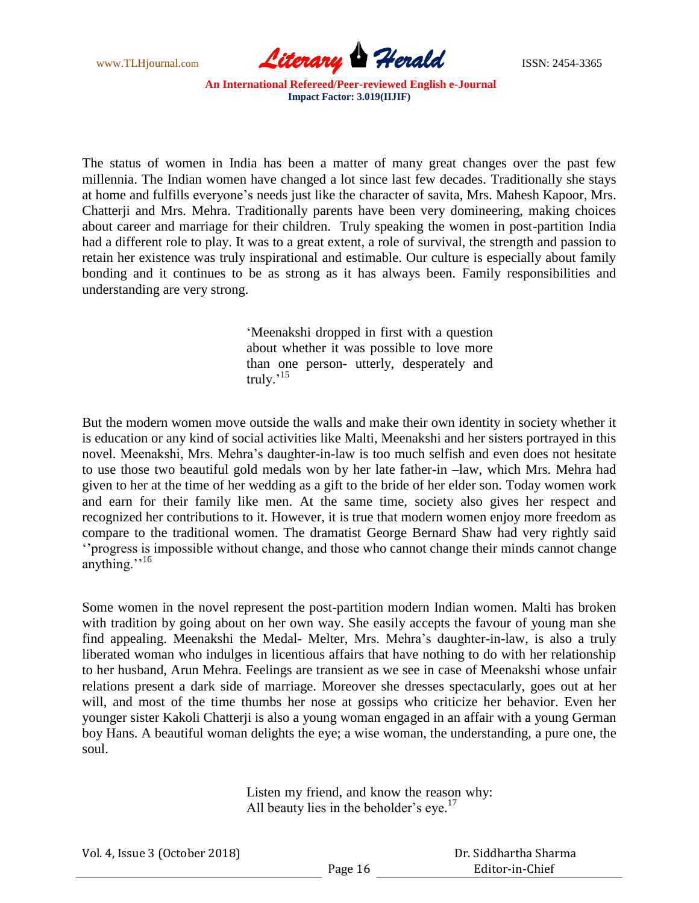The status of women in India has been a matter of many great changes over the past few millennia. The Indian women have changed a lot since last few decades. Traditionally she stays at home and fulfills everyone's needs just like the character of savita, Mrs. Mahesh Kapoor, Mrs. Chatterji and Mrs. Mehra. Traditionally parents have been very domineering, making choices about career and marriage for their children. Truly speaking the women in post-partition India had a different role to play. It was to a great extent, a role of survival, the strength and passion to retain her existence was truly inspirational and estimable. Our culture is especially about family bonding and it continues to be as strong as it has always been. Family responsibilities and understanding are very strong.

> 'Meenakshi dropped in first with a question about whether it was possible to love more than one person- utterly, desperately and truly.'[15]

But the modern women move outside the walls and make their own identity in society whether it is education or any kind of social activities like Malti, Meenakshi and her sisters portrayed in this novel. Meenakshi, Mrs. Mehra's daughter-in-law is too much selfish and even does not hesitate to use those two beautiful gold medals won by her late father-in –law, which Mrs. Mehra had given to her at the time of her wedding as a gift to the bride of her elder son. Today women work and earn for their family like men. At the same time, society also gives her respect and recognized her contributions to it. However, it is true that modern women enjoy more freedom as compare to the traditional women. The dramatist George Bernard Shaw had very rightly said ''progress is impossible without change, and those who cannot change their minds cannot change anything.''[16]

Some women in the novel represent the post-partition modern Indian women. Malti has broken with tradition by going about on her own way. She easily accepts the favour of young man she find appealing. Meenakshi the Medal- Melter, Mrs. Mehra's daughter-in-law, is also a truly liberated woman who indulges in licentious affairs that have nothing to do with her relationship to her husband, Arun Mehra. Feelings are transient as we see in case of Meenakshi whose unfair relations present a dark side of marriage. Moreover she dresses spectacularly, goes out at her will, and most of the time thumbs her nose at gossips who criticize her behavior. Even her younger sister Kakoli Chatterji is also a young woman engaged in an affair with a young German boy Hans. A beautiful woman delights the eye; a wise woman, the understanding, a pure one, the soul.

> Listen my friend, and know the reason why:
> All beauty lies in the beholder's eye.[17]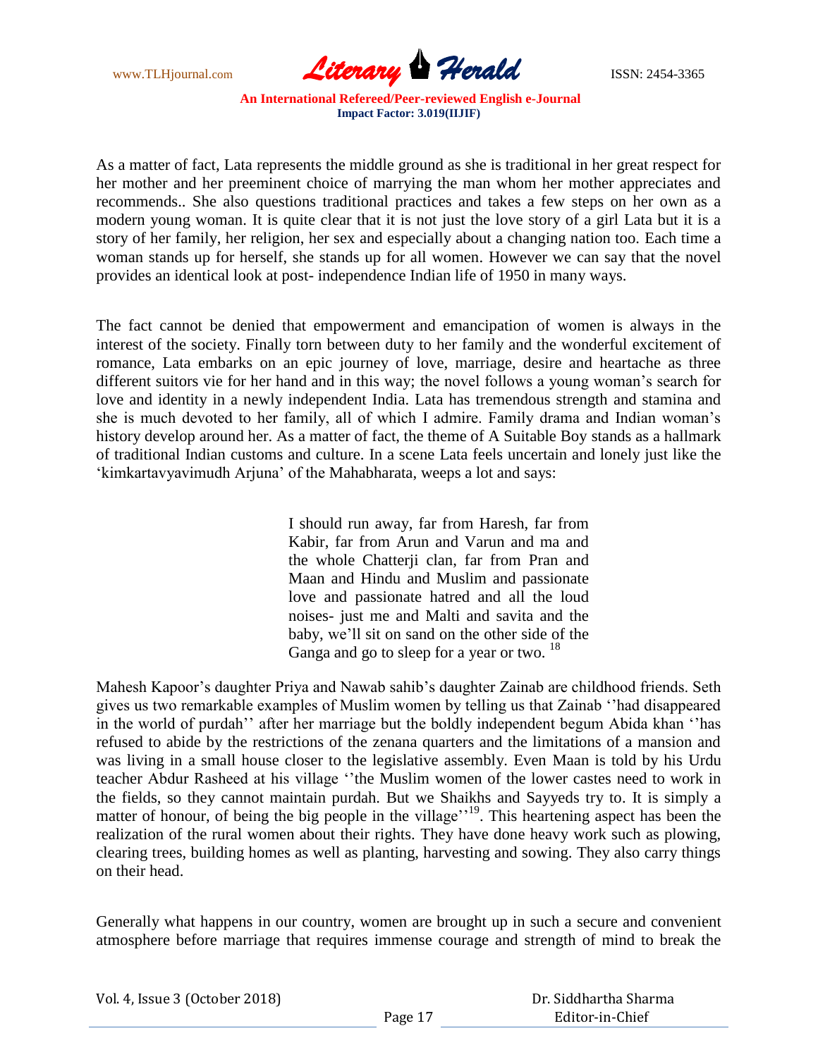As a matter of fact, Lata represents the middle ground as she is traditional in her great respect for her mother and her preeminent choice of marrying the man whom her mother appreciates and recommends.. She also questions traditional practices and takes a few steps on her own as a modern young woman. It is quite clear that it is not just the love story of a girl Lata but it is a story of her family, her religion, her sex and especially about a changing nation too. Each time a woman stands up for herself, she stands up for all women. However we can say that the novel provides an identical look at post- independence Indian life of 1950 in many ways.

The fact cannot be denied that empowerment and emancipation of women is always in the interest of the society. Finally torn between duty to her family and the wonderful excitement of romance, Lata embarks on an epic journey of love, marriage, desire and heartache as three different suitors vie for her hand and in this way; the novel follows a young woman's search for love and identity in a newly independent India. Lata has tremendous strength and stamina and she is much devoted to her family, all of which I admire. Family drama and Indian woman's history develop around her. As a matter of fact, the theme of A Suitable Boy stands as a hallmark of traditional Indian customs and culture. In a scene Lata feels uncertain and lonely just like the 'kimkartavyavimudh Arjuna' of the Mahabharata, weeps a lot and says:

> I should run away, far from Haresh, far from Kabir, far from Arun and Varun and ma and the whole Chatterji clan, far from Pran and Maan and Hindu and Muslim and passionate love and passionate hatred and all the loud noises- just me and Malti and savita and the baby, we'll sit on sand on the other side of the Ganga and go to sleep for a year or two. [18]

Mahesh Kapoor's daughter Priya and Nawab sahib's daughter Zainab are childhood friends. Seth gives us two remarkable examples of Muslim women by telling us that Zainab ''had disappeared in the world of purdah'' after her marriage but the boldly independent begum Abida khan ''has refused to abide by the restrictions of the zenana quarters and the limitations of a mansion and was living in a small house closer to the legislative assembly. Even Maan is told by his Urdu teacher Abdur Rasheed at his village ''the Muslim women of the lower castes need to work in the fields, so they cannot maintain purdah. But we Shaikhs and Sayyeds try to. It is simply a matter of honour, of being the big people in the village''[19]. This heartening aspect has been the realization of the rural women about their rights. They have done heavy work such as plowing, clearing trees, building homes as well as planting, harvesting and sowing. They also carry things on their head.

Generally what happens in our country, women are brought up in such a secure and convenient atmosphere before marriage that requires immense courage and strength of mind to break the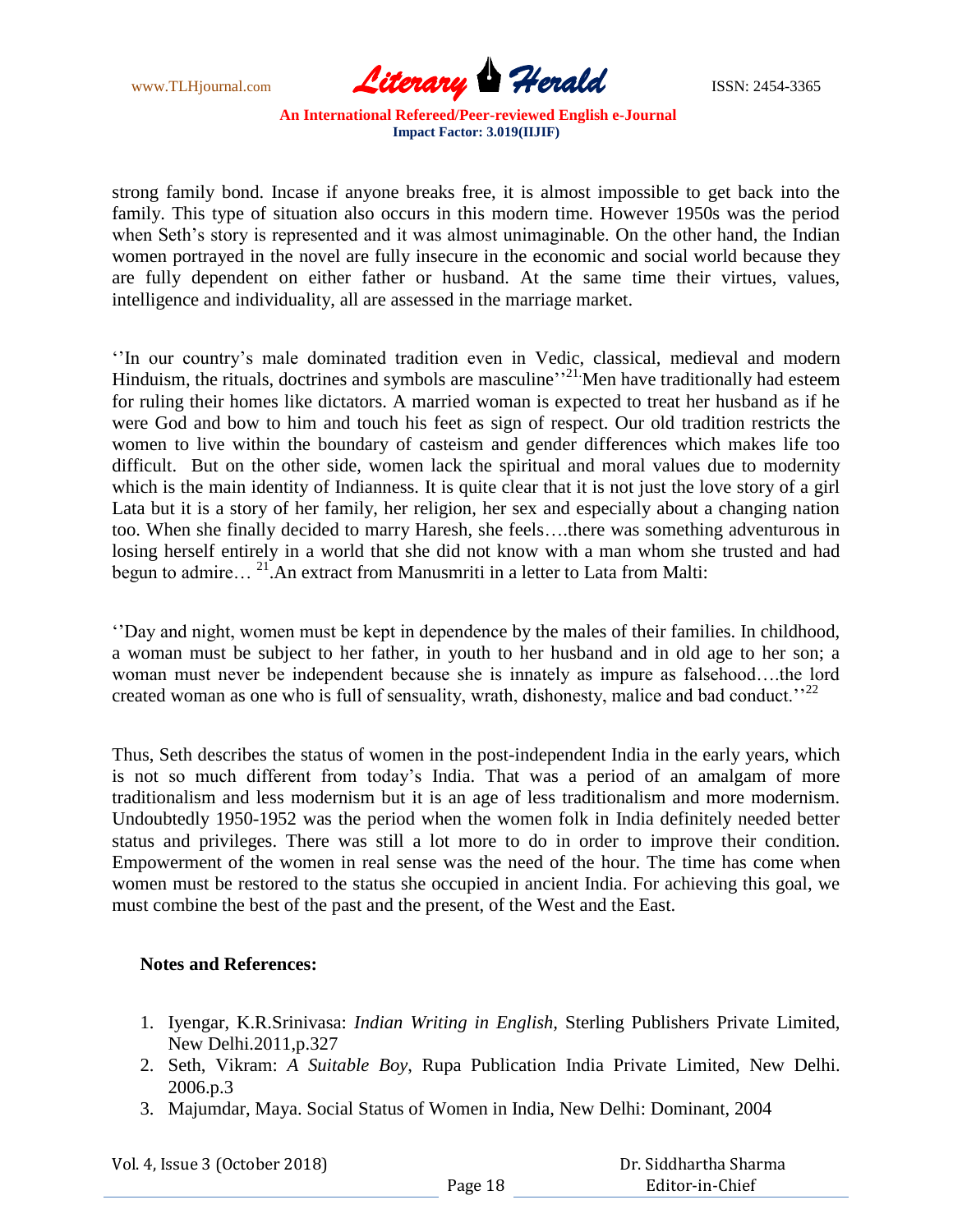strong family bond. Incase if anyone breaks free, it is almost impossible to get back into the family. This type of situation also occurs in this modern time. However 1950s was the period when Seth's story is represented and it was almost unimaginable. On the other hand, the Indian women portrayed in the novel are fully insecure in the economic and social world because they are fully dependent on either father or husband. At the same time their virtues, values, intelligence and individuality, all are assessed in the marriage market.

''In our country's male dominated tradition even in Vedic, classical, medieval and modern Hinduism, the rituals, doctrines and symbols are masculine''[21]. Men have traditionally had esteem for ruling their homes like dictators. A married woman is expected to treat her husband as if he were God and bow to him and touch his feet as sign of respect. Our old tradition restricts the women to live within the boundary of casteism and gender differences which makes life too difficult. But on the other side, women lack the spiritual and moral values due to modernity which is the main identity of Indianness. It is quite clear that it is not just the love story of a girl Lata but it is a story of her family, her religion, her sex and especially about a changing nation too. When she finally decided to marry Haresh, she feels….there was something adventurous in losing herself entirely in a world that she did not know with a man whom she trusted and had begun to admire… [21].An extract from Manusmriti in a letter to Lata from Malti:

''Day and night, women must be kept in dependence by the males of their families. In childhood, a woman must be subject to her father, in youth to her husband and in old age to her son; a woman must never be independent because she is innately as impure as falsehood….the lord created woman as one who is full of sensuality, wrath, dishonesty, malice and bad conduct.''[22]

Thus, Seth describes the status of women in the post-independent India in the early years, which is not so much different from today's India. That was a period of an amalgam of more traditionalism and less modernism but it is an age of less traditionalism and more modernism. Undoubtedly 1950-1952 was the period when the women folk in India definitely needed better status and privileges. There was still a lot more to do in order to improve their condition. Empowerment of the women in real sense was the need of the hour. The time has come when women must be restored to the status she occupied in ancient India. For achieving this goal, we must combine the best of the past and the present, of the West and the East.

**Notes and References:**

1. Iyengar, K.R.Srinivasa: *Indian Writing in English,* Sterling Publishers Private Limited, New Delhi.2011,p.327
2. Seth, Vikram: *A Suitable Boy,* Rupa Publication India Private Limited, New Delhi. 2006.p.3
3. Majumdar, Maya. Social Status of Women in India, New Delhi: Dominant, 2004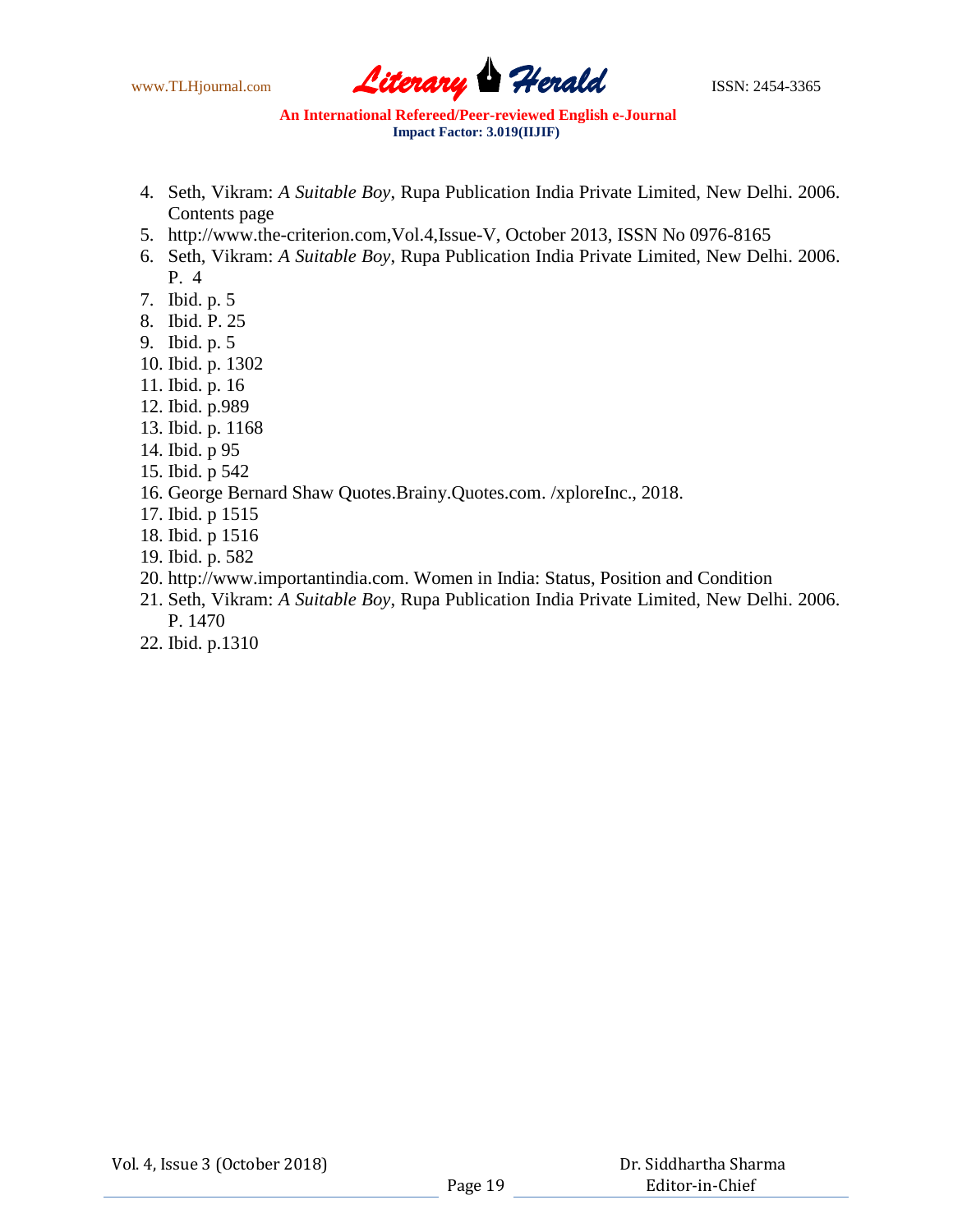4. Seth, Vikram: *A Suitable Boy*, Rupa Publication India Private Limited, New Delhi. 2006. Contents page
5. http://www.the-criterion.com,Vol.4,Issue-V, October 2013, ISSN No 0976-8165
6. Seth, Vikram: *A Suitable Boy*, Rupa Publication India Private Limited, New Delhi. 2006. P. 4
7. Ibid. p. 5
8. Ibid. P. 25
9. Ibid. p. 5
10. Ibid. p. 1302
11. Ibid. p. 16
12. Ibid. p.989
13. Ibid. p. 1168
14. Ibid. p 95
15. Ibid. p 542
16. George Bernard Shaw Quotes.Brainy.Quotes.com. /xploreInc., 2018.
17. Ibid. p 1515
18. Ibid. p 1516
19. Ibid. p. 582
20. http://www.importantindia.com. Women in India: Status, Position and Condition
21. Seth, Vikram: *A Suitable Boy*, Rupa Publication India Private Limited, New Delhi. 2006. P. 1470
22. Ibid. p.1310